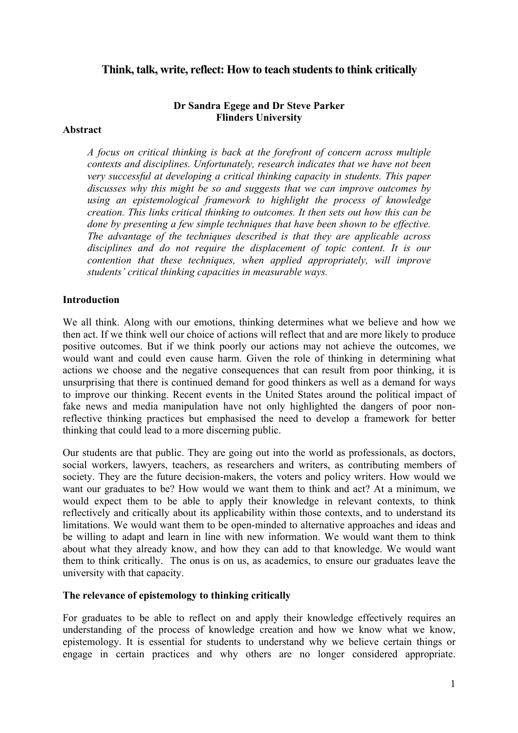# Think, talk, write, reflect: How to teach students to think critically

**Dr Sandra Egege and Dr Steve Parker**
**Flinders University**

**Abstract**

*A focus on critical thinking is back at the forefront of concern across multiple contexts and disciplines. Unfortunately, research indicates that we have not been very successful at developing a critical thinking capacity in students. This paper discusses why this might be so and suggests that we can improve outcomes by using an epistemological framework to highlight the process of knowledge creation. This links critical thinking to outcomes. It then sets out how this can be done by presenting a few simple techniques that have been shown to be effective. The advantage of the techniques described is that they are applicable across disciplines and do not require the displacement of topic content. It is our contention that these techniques, when applied appropriately, will improve students' critical thinking capacities in measurable ways.*

## Introduction

We all think. Along with our emotions, thinking determines what we believe and how we then act. If we think well our choice of actions will reflect that and are more likely to produce positive outcomes. But if we think poorly our actions may not achieve the outcomes, we would want and could even cause harm. Given the role of thinking in determining what actions we choose and the negative consequences that can result from poor thinking, it is unsurprising that there is continued demand for good thinkers as well as a demand for ways to improve our thinking. Recent events in the United States around the political impact of fake news and media manipulation have not only highlighted the dangers of poor non-reflective thinking practices but emphasised the need to develop a framework for better thinking that could lead to a more discerning public.

Our students are that public. They are going out into the world as professionals, as doctors, social workers, lawyers, teachers, as researchers and writers, as contributing members of society. They are the future decision-makers, the voters and policy writers. How would we want our graduates to be? How would we want them to think and act? At a minimum, we would expect them to be able to apply their knowledge in relevant contexts, to think reflectively and critically about its applicability within those contexts, and to understand its limitations. We would want them to be open-minded to alternative approaches and ideas and be willing to adapt and learn in line with new information. We would want them to think about what they already know, and how they can add to that knowledge. We would want them to think critically. The onus is on us, as academics, to ensure our graduates leave the university with that capacity.

## The relevance of epistemology to thinking critically

For graduates to be able to reflect on and apply their knowledge effectively requires an understanding of the process of knowledge creation and how we know what we know, epistemology. It is essential for students to understand why we believe certain things or engage in certain practices and why others are no longer considered appropriate.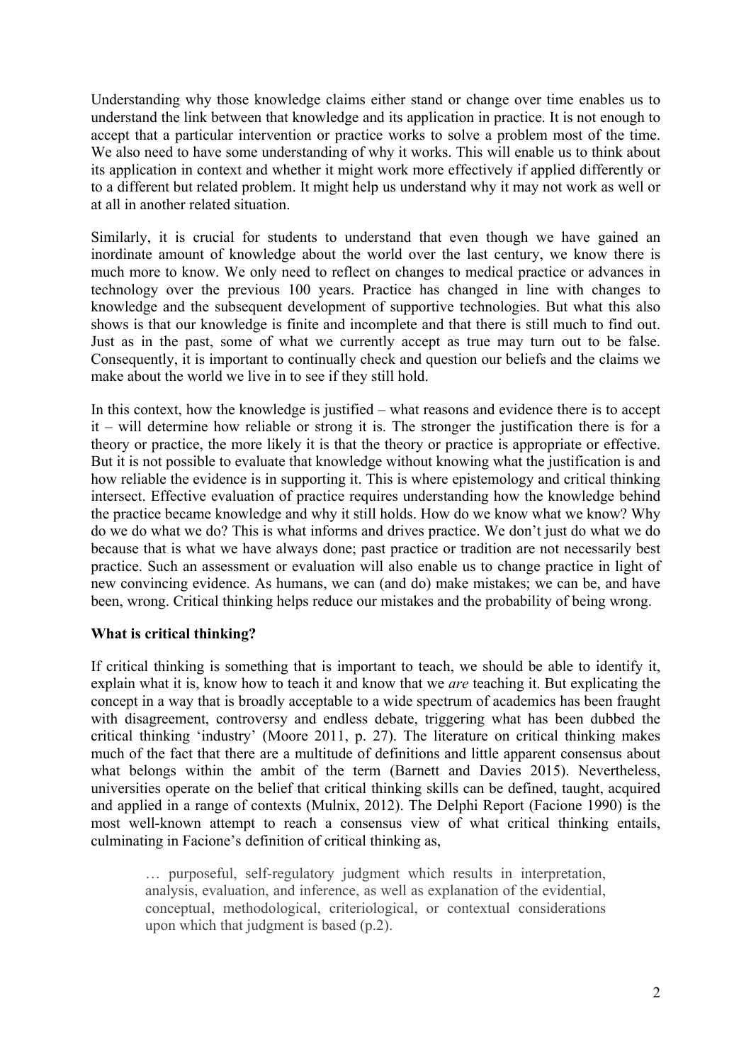Understanding why those knowledge claims either stand or change over time enables us to understand the link between that knowledge and its application in practice. It is not enough to accept that a particular intervention or practice works to solve a problem most of the time. We also need to have some understanding of why it works. This will enable us to think about its application in context and whether it might work more effectively if applied differently or to a different but related problem. It might help us understand why it may not work as well or at all in another related situation.

Similarly, it is crucial for students to understand that even though we have gained an inordinate amount of knowledge about the world over the last century, we know there is much more to know. We only need to reflect on changes to medical practice or advances in technology over the previous 100 years. Practice has changed in line with changes to knowledge and the subsequent development of supportive technologies. But what this also shows is that our knowledge is finite and incomplete and that there is still much to find out. Just as in the past, some of what we currently accept as true may turn out to be false. Consequently, it is important to continually check and question our beliefs and the claims we make about the world we live in to see if they still hold.

In this context, how the knowledge is justified – what reasons and evidence there is to accept it – will determine how reliable or strong it is. The stronger the justification there is for a theory or practice, the more likely it is that the theory or practice is appropriate or effective. But it is not possible to evaluate that knowledge without knowing what the justification is and how reliable the evidence is in supporting it. This is where epistemology and critical thinking intersect. Effective evaluation of practice requires understanding how the knowledge behind the practice became knowledge and why it still holds. How do we know what we know? Why do we do what we do? This is what informs and drives practice. We don't just do what we do because that is what we have always done; past practice or tradition are not necessarily best practice. Such an assessment or evaluation will also enable us to change practice in light of new convincing evidence. As humans, we can (and do) make mistakes; we can be, and have been, wrong. Critical thinking helps reduce our mistakes and the probability of being wrong.

**What is critical thinking?**

If critical thinking is something that is important to teach, we should be able to identify it, explain what it is, know how to teach it and know that we *are* teaching it. But explicating the concept in a way that is broadly acceptable to a wide spectrum of academics has been fraught with disagreement, controversy and endless debate, triggering what has been dubbed the critical thinking 'industry' (Moore 2011, p. 27). The literature on critical thinking makes much of the fact that there are a multitude of definitions and little apparent consensus about what belongs within the ambit of the term (Barnett and Davies 2015). Nevertheless, universities operate on the belief that critical thinking skills can be defined, taught, acquired and applied in a range of contexts (Mulnix, 2012). The Delphi Report (Facione 1990) is the most well-known attempt to reach a consensus view of what critical thinking entails, culminating in Facione's definition of critical thinking as,

> … purposeful, self-regulatory judgment which results in interpretation, analysis, evaluation, and inference, as well as explanation of the evidential, conceptual, methodological, criteriological, or contextual considerations upon which that judgment is based (p.2).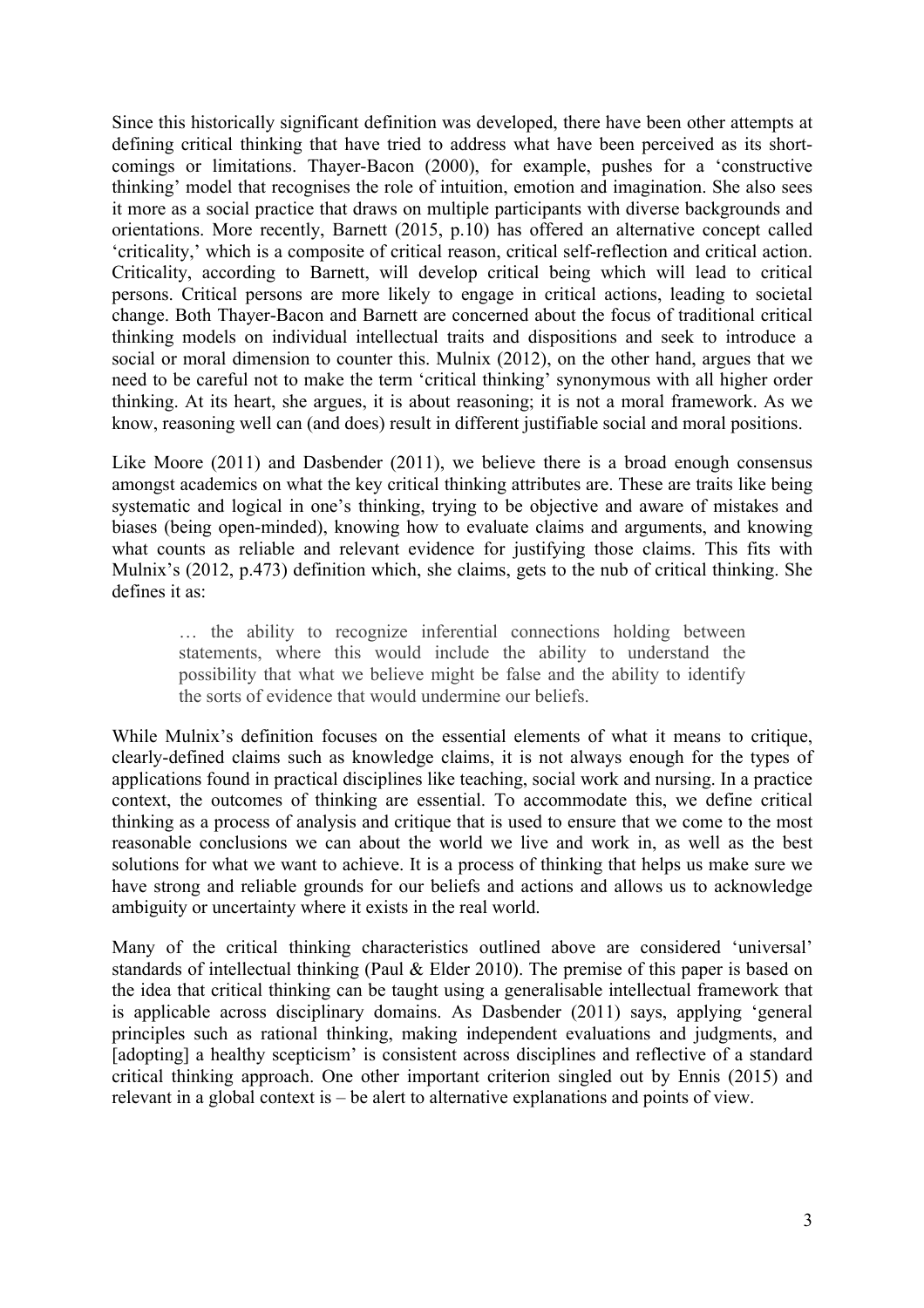Since this historically significant definition was developed, there have been other attempts at defining critical thinking that have tried to address what have been perceived as its short-comings or limitations. Thayer-Bacon (2000), for example, pushes for a 'constructive thinking' model that recognises the role of intuition, emotion and imagination. She also sees it more as a social practice that draws on multiple participants with diverse backgrounds and orientations. More recently, Barnett (2015, p.10) has offered an alternative concept called 'criticality,' which is a composite of critical reason, critical self-reflection and critical action. Criticality, according to Barnett, will develop critical being which will lead to critical persons. Critical persons are more likely to engage in critical actions, leading to societal change. Both Thayer-Bacon and Barnett are concerned about the focus of traditional critical thinking models on individual intellectual traits and dispositions and seek to introduce a social or moral dimension to counter this. Mulnix (2012), on the other hand, argues that we need to be careful not to make the term 'critical thinking' synonymous with all higher order thinking. At its heart, she argues, it is about reasoning; it is not a moral framework. As we know, reasoning well can (and does) result in different justifiable social and moral positions.

Like Moore (2011) and Dasbender (2011), we believe there is a broad enough consensus amongst academics on what the key critical thinking attributes are. These are traits like being systematic and logical in one's thinking, trying to be objective and aware of mistakes and biases (being open-minded), knowing how to evaluate claims and arguments, and knowing what counts as reliable and relevant evidence for justifying those claims. This fits with Mulnix's (2012, p.473) definition which, she claims, gets to the nub of critical thinking. She defines it as:

> … the ability to recognize inferential connections holding between statements, where this would include the ability to understand the possibility that what we believe might be false and the ability to identify the sorts of evidence that would undermine our beliefs.

While Mulnix's definition focuses on the essential elements of what it means to critique, clearly-defined claims such as knowledge claims, it is not always enough for the types of applications found in practical disciplines like teaching, social work and nursing. In a practice context, the outcomes of thinking are essential. To accommodate this, we define critical thinking as a process of analysis and critique that is used to ensure that we come to the most reasonable conclusions we can about the world we live and work in, as well as the best solutions for what we want to achieve. It is a process of thinking that helps us make sure we have strong and reliable grounds for our beliefs and actions and allows us to acknowledge ambiguity or uncertainty where it exists in the real world.

Many of the critical thinking characteristics outlined above are considered 'universal' standards of intellectual thinking (Paul & Elder 2010). The premise of this paper is based on the idea that critical thinking can be taught using a generalisable intellectual framework that is applicable across disciplinary domains. As Dasbender (2011) says, applying 'general principles such as rational thinking, making independent evaluations and judgments, and [adopting] a healthy scepticism' is consistent across disciplines and reflective of a standard critical thinking approach. One other important criterion singled out by Ennis (2015) and relevant in a global context is – be alert to alternative explanations and points of view.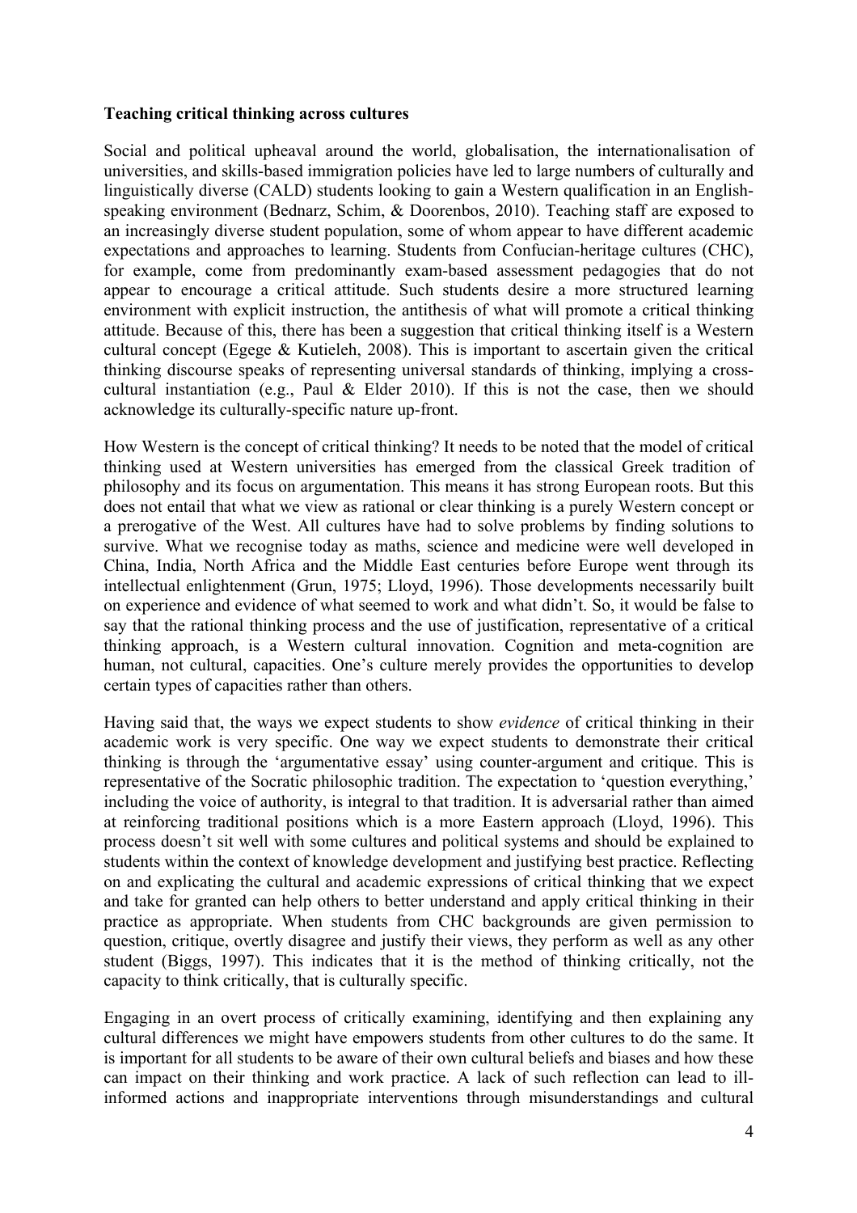**Teaching critical thinking across cultures**

Social and political upheaval around the world, globalisation, the internationalisation of universities, and skills-based immigration policies have led to large numbers of culturally and linguistically diverse (CALD) students looking to gain a Western qualification in an English-speaking environment (Bednarz, Schim, & Doorenbos, 2010). Teaching staff are exposed to an increasingly diverse student population, some of whom appear to have different academic expectations and approaches to learning. Students from Confucian-heritage cultures (CHC), for example, come from predominantly exam-based assessment pedagogies that do not appear to encourage a critical attitude. Such students desire a more structured learning environment with explicit instruction, the antithesis of what will promote a critical thinking attitude. Because of this, there has been a suggestion that critical thinking itself is a Western cultural concept (Egege & Kutieleh, 2008). This is important to ascertain given the critical thinking discourse speaks of representing universal standards of thinking, implying a cross-cultural instantiation (e.g., Paul & Elder 2010). If this is not the case, then we should acknowledge its culturally-specific nature up-front.

How Western is the concept of critical thinking? It needs to be noted that the model of critical thinking used at Western universities has emerged from the classical Greek tradition of philosophy and its focus on argumentation. This means it has strong European roots. But this does not entail that what we view as rational or clear thinking is a purely Western concept or a prerogative of the West. All cultures have had to solve problems by finding solutions to survive. What we recognise today as maths, science and medicine were well developed in China, India, North Africa and the Middle East centuries before Europe went through its intellectual enlightenment (Grun, 1975; Lloyd, 1996). Those developments necessarily built on experience and evidence of what seemed to work and what didn't. So, it would be false to say that the rational thinking process and the use of justification, representative of a critical thinking approach, is a Western cultural innovation. Cognition and meta-cognition are human, not cultural, capacities. One's culture merely provides the opportunities to develop certain types of capacities rather than others.

Having said that, the ways we expect students to show *evidence* of critical thinking in their academic work is very specific. One way we expect students to demonstrate their critical thinking is through the 'argumentative essay' using counter-argument and critique. This is representative of the Socratic philosophic tradition. The expectation to 'question everything,' including the voice of authority, is integral to that tradition. It is adversarial rather than aimed at reinforcing traditional positions which is a more Eastern approach (Lloyd, 1996). This process doesn't sit well with some cultures and political systems and should be explained to students within the context of knowledge development and justifying best practice. Reflecting on and explicating the cultural and academic expressions of critical thinking that we expect and take for granted can help others to better understand and apply critical thinking in their practice as appropriate. When students from CHC backgrounds are given permission to question, critique, overtly disagree and justify their views, they perform as well as any other student (Biggs, 1997). This indicates that it is the method of thinking critically, not the capacity to think critically, that is culturally specific.

Engaging in an overt process of critically examining, identifying and then explaining any cultural differences we might have empowers students from other cultures to do the same. It is important for all students to be aware of their own cultural beliefs and biases and how these can impact on their thinking and work practice. A lack of such reflection can lead to ill-informed actions and inappropriate interventions through misunderstandings and cultural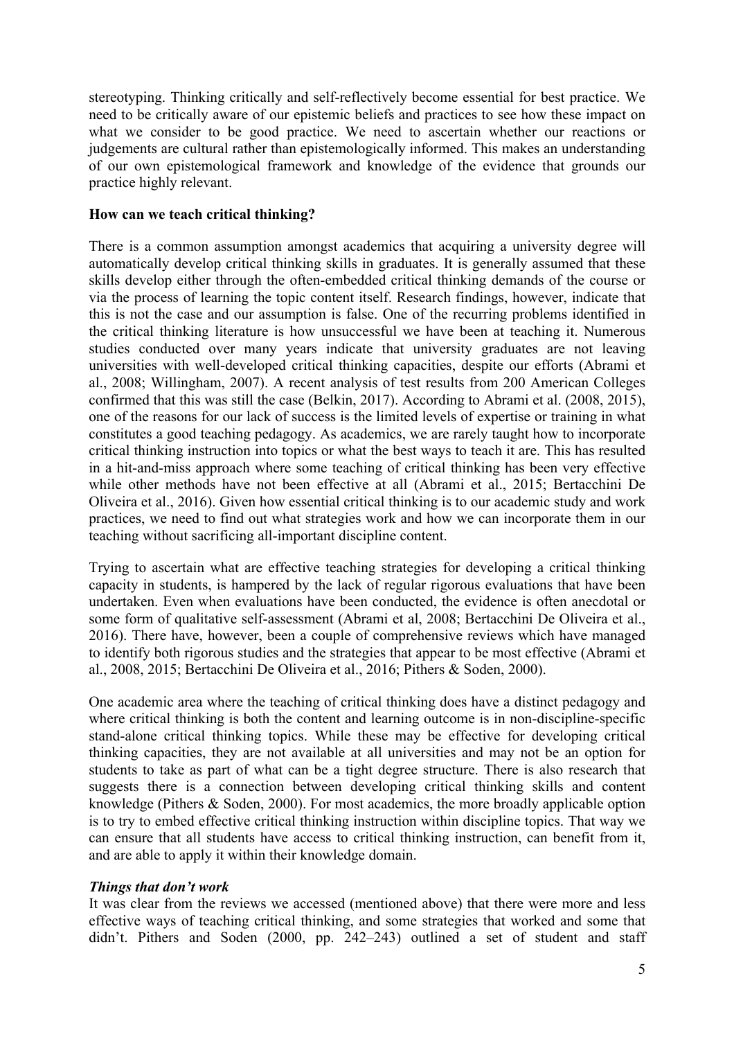stereotyping. Thinking critically and self-reflectively become essential for best practice. We need to be critically aware of our epistemic beliefs and practices to see how these impact on what we consider to be good practice. We need to ascertain whether our reactions or judgements are cultural rather than epistemologically informed. This makes an understanding of our own epistemological framework and knowledge of the evidence that grounds our practice highly relevant.

**How can we teach critical thinking?**

There is a common assumption amongst academics that acquiring a university degree will automatically develop critical thinking skills in graduates. It is generally assumed that these skills develop either through the often-embedded critical thinking demands of the course or via the process of learning the topic content itself. Research findings, however, indicate that this is not the case and our assumption is false. One of the recurring problems identified in the critical thinking literature is how unsuccessful we have been at teaching it. Numerous studies conducted over many years indicate that university graduates are not leaving universities with well-developed critical thinking capacities, despite our efforts (Abrami et al., 2008; Willingham, 2007). A recent analysis of test results from 200 American Colleges confirmed that this was still the case (Belkin, 2017). According to Abrami et al. (2008, 2015), one of the reasons for our lack of success is the limited levels of expertise or training in what constitutes a good teaching pedagogy. As academics, we are rarely taught how to incorporate critical thinking instruction into topics or what the best ways to teach it are. This has resulted in a hit-and-miss approach where some teaching of critical thinking has been very effective while other methods have not been effective at all (Abrami et al., 2015; Bertacchini De Oliveira et al., 2016). Given how essential critical thinking is to our academic study and work practices, we need to find out what strategies work and how we can incorporate them in our teaching without sacrificing all-important discipline content.

Trying to ascertain what are effective teaching strategies for developing a critical thinking capacity in students, is hampered by the lack of regular rigorous evaluations that have been undertaken. Even when evaluations have been conducted, the evidence is often anecdotal or some form of qualitative self-assessment (Abrami et al, 2008; Bertacchini De Oliveira et al., 2016). There have, however, been a couple of comprehensive reviews which have managed to identify both rigorous studies and the strategies that appear to be most effective (Abrami et al., 2008, 2015; Bertacchini De Oliveira et al., 2016; Pithers & Soden, 2000).

One academic area where the teaching of critical thinking does have a distinct pedagogy and where critical thinking is both the content and learning outcome is in non-discipline-specific stand-alone critical thinking topics. While these may be effective for developing critical thinking capacities, they are not available at all universities and may not be an option for students to take as part of what can be a tight degree structure. There is also research that suggests there is a connection between developing critical thinking skills and content knowledge (Pithers & Soden, 2000). For most academics, the more broadly applicable option is to try to embed effective critical thinking instruction within discipline topics. That way we can ensure that all students have access to critical thinking instruction, can benefit from it, and are able to apply it within their knowledge domain.

***Things that don't work***

It was clear from the reviews we accessed (mentioned above) that there were more and less effective ways of teaching critical thinking, and some strategies that worked and some that didn't. Pithers and Soden (2000, pp. 242–243) outlined a set of student and staff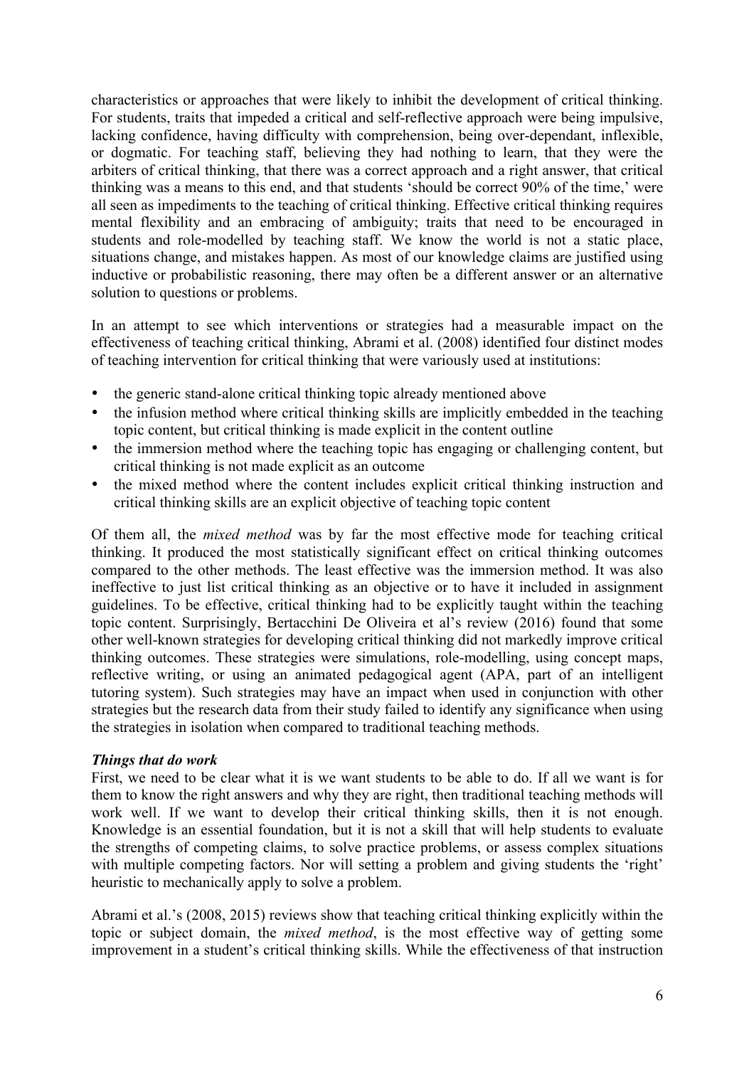characteristics or approaches that were likely to inhibit the development of critical thinking. For students, traits that impeded a critical and self-reflective approach were being impulsive, lacking confidence, having difficulty with comprehension, being over-dependant, inflexible, or dogmatic. For teaching staff, believing they had nothing to learn, that they were the arbiters of critical thinking, that there was a correct approach and a right answer, that critical thinking was a means to this end, and that students 'should be correct 90% of the time,' were all seen as impediments to the teaching of critical thinking. Effective critical thinking requires mental flexibility and an embracing of ambiguity; traits that need to be encouraged in students and role-modelled by teaching staff. We know the world is not a static place, situations change, and mistakes happen. As most of our knowledge claims are justified using inductive or probabilistic reasoning, there may often be a different answer or an alternative solution to questions or problems.

In an attempt to see which interventions or strategies had a measurable impact on the effectiveness of teaching critical thinking, Abrami et al. (2008) identified four distinct modes of teaching intervention for critical thinking that were variously used at institutions:

- the generic stand-alone critical thinking topic already mentioned above
- the infusion method where critical thinking skills are implicitly embedded in the teaching topic content, but critical thinking is made explicit in the content outline
- the immersion method where the teaching topic has engaging or challenging content, but critical thinking is not made explicit as an outcome
- the mixed method where the content includes explicit critical thinking instruction and critical thinking skills are an explicit objective of teaching topic content

Of them all, the *mixed method* was by far the most effective mode for teaching critical thinking. It produced the most statistically significant effect on critical thinking outcomes compared to the other methods. The least effective was the immersion method. It was also ineffective to just list critical thinking as an objective or to have it included in assignment guidelines. To be effective, critical thinking had to be explicitly taught within the teaching topic content. Surprisingly, Bertacchini De Oliveira et al's review (2016) found that some other well-known strategies for developing critical thinking did not markedly improve critical thinking outcomes. These strategies were simulations, role-modelling, using concept maps, reflective writing, or using an animated pedagogical agent (APA, part of an intelligent tutoring system). Such strategies may have an impact when used in conjunction with other strategies but the research data from their study failed to identify any significance when using the strategies in isolation when compared to traditional teaching methods.

***Things that do work***

First, we need to be clear what it is we want students to be able to do. If all we want is for them to know the right answers and why they are right, then traditional teaching methods will work well. If we want to develop their critical thinking skills, then it is not enough. Knowledge is an essential foundation, but it is not a skill that will help students to evaluate the strengths of competing claims, to solve practice problems, or assess complex situations with multiple competing factors. Nor will setting a problem and giving students the 'right' heuristic to mechanically apply to solve a problem.

Abrami et al.'s (2008, 2015) reviews show that teaching critical thinking explicitly within the topic or subject domain, the *mixed method*, is the most effective way of getting some improvement in a student's critical thinking skills. While the effectiveness of that instruction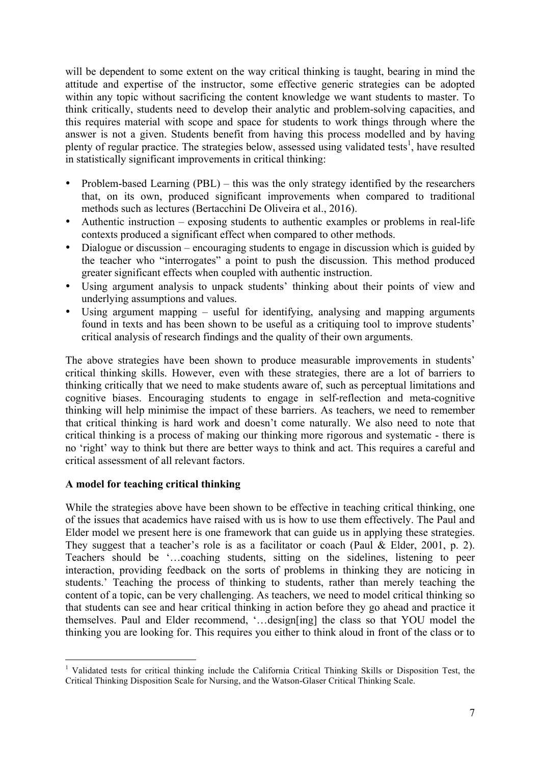will be dependent to some extent on the way critical thinking is taught, bearing in mind the attitude and expertise of the instructor, some effective generic strategies can be adopted within any topic without sacrificing the content knowledge we want students to master. To think critically, students need to develop their analytic and problem-solving capacities, and this requires material with scope and space for students to work things through where the answer is not a given. Students benefit from having this process modelled and by having plenty of regular practice. The strategies below, assessed using validated tests[1], have resulted in statistically significant improvements in critical thinking:

- Problem-based Learning (PBL) – this was the only strategy identified by the researchers that, on its own, produced significant improvements when compared to traditional methods such as lectures (Bertacchini De Oliveira et al., 2016).
- Authentic instruction – exposing students to authentic examples or problems in real-life contexts produced a significant effect when compared to other methods.
- Dialogue or discussion – encouraging students to engage in discussion which is guided by the teacher who "interrogates" a point to push the discussion. This method produced greater significant effects when coupled with authentic instruction.
- Using argument analysis to unpack students' thinking about their points of view and underlying assumptions and values.
- Using argument mapping – useful for identifying, analysing and mapping arguments found in texts and has been shown to be useful as a critiquing tool to improve students' critical analysis of research findings and the quality of their own arguments.

The above strategies have been shown to produce measurable improvements in students' critical thinking skills. However, even with these strategies, there are a lot of barriers to thinking critically that we need to make students aware of, such as perceptual limitations and cognitive biases. Encouraging students to engage in self-reflection and meta-cognitive thinking will help minimise the impact of these barriers. As teachers, we need to remember that critical thinking is hard work and doesn't come naturally. We also need to note that critical thinking is a process of making our thinking more rigorous and systematic - there is no 'right' way to think but there are better ways to think and act. This requires a careful and critical assessment of all relevant factors.

**A model for teaching critical thinking**

While the strategies above have been shown to be effective in teaching critical thinking, one of the issues that academics have raised with us is how to use them effectively. The Paul and Elder model we present here is one framework that can guide us in applying these strategies. They suggest that a teacher's role is as a facilitator or coach (Paul & Elder, 2001, p. 2). Teachers should be '…coaching students, sitting on the sidelines, listening to peer interaction, providing feedback on the sorts of problems in thinking they are noticing in students.' Teaching the process of thinking to students, rather than merely teaching the content of a topic, can be very challenging. As teachers, we need to model critical thinking so that students can see and hear critical thinking in action before they go ahead and practice it themselves. Paul and Elder recommend, '…design[ing] the class so that YOU model the thinking you are looking for. This requires you either to think aloud in front of the class or to

[1] Validated tests for critical thinking include the California Critical Thinking Skills or Disposition Test, the Critical Thinking Disposition Scale for Nursing, and the Watson-Glaser Critical Thinking Scale.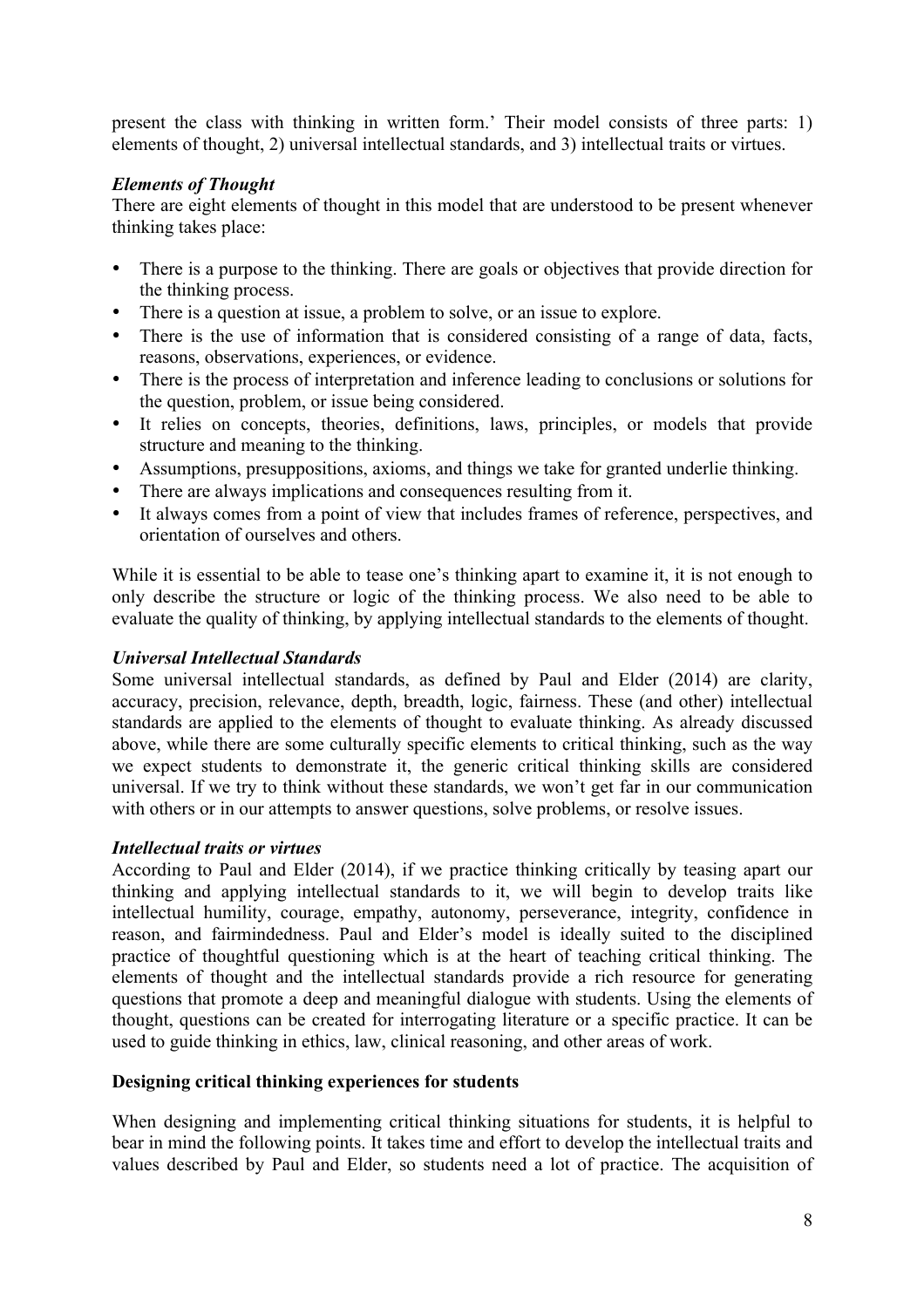present the class with thinking in written form.' Their model consists of three parts: 1) elements of thought, 2) universal intellectual standards, and 3) intellectual traits or virtues.

***Elements of Thought***

There are eight elements of thought in this model that are understood to be present whenever thinking takes place:

- There is a purpose to the thinking. There are goals or objectives that provide direction for the thinking process.
- There is a question at issue, a problem to solve, or an issue to explore.
- There is the use of information that is considered consisting of a range of data, facts, reasons, observations, experiences, or evidence.
- There is the process of interpretation and inference leading to conclusions or solutions for the question, problem, or issue being considered.
- It relies on concepts, theories, definitions, laws, principles, or models that provide structure and meaning to the thinking.
- Assumptions, presuppositions, axioms, and things we take for granted underlie thinking.
- There are always implications and consequences resulting from it.
- It always comes from a point of view that includes frames of reference, perspectives, and orientation of ourselves and others.

While it is essential to be able to tease one's thinking apart to examine it, it is not enough to only describe the structure or logic of the thinking process. We also need to be able to evaluate the quality of thinking, by applying intellectual standards to the elements of thought.

***Universal Intellectual Standards***

Some universal intellectual standards, as defined by Paul and Elder (2014) are clarity, accuracy, precision, relevance, depth, breadth, logic, fairness. These (and other) intellectual standards are applied to the elements of thought to evaluate thinking. As already discussed above, while there are some culturally specific elements to critical thinking, such as the way we expect students to demonstrate it, the generic critical thinking skills are considered universal. If we try to think without these standards, we won't get far in our communication with others or in our attempts to answer questions, solve problems, or resolve issues.

***Intellectual traits or virtues***

According to Paul and Elder (2014), if we practice thinking critically by teasing apart our thinking and applying intellectual standards to it, we will begin to develop traits like intellectual humility, courage, empathy, autonomy, perseverance, integrity, confidence in reason, and fairmindedness. Paul and Elder's model is ideally suited to the disciplined practice of thoughtful questioning which is at the heart of teaching critical thinking. The elements of thought and the intellectual standards provide a rich resource for generating questions that promote a deep and meaningful dialogue with students. Using the elements of thought, questions can be created for interrogating literature or a specific practice. It can be used to guide thinking in ethics, law, clinical reasoning, and other areas of work.

**Designing critical thinking experiences for students**

When designing and implementing critical thinking situations for students, it is helpful to bear in mind the following points. It takes time and effort to develop the intellectual traits and values described by Paul and Elder, so students need a lot of practice. The acquisition of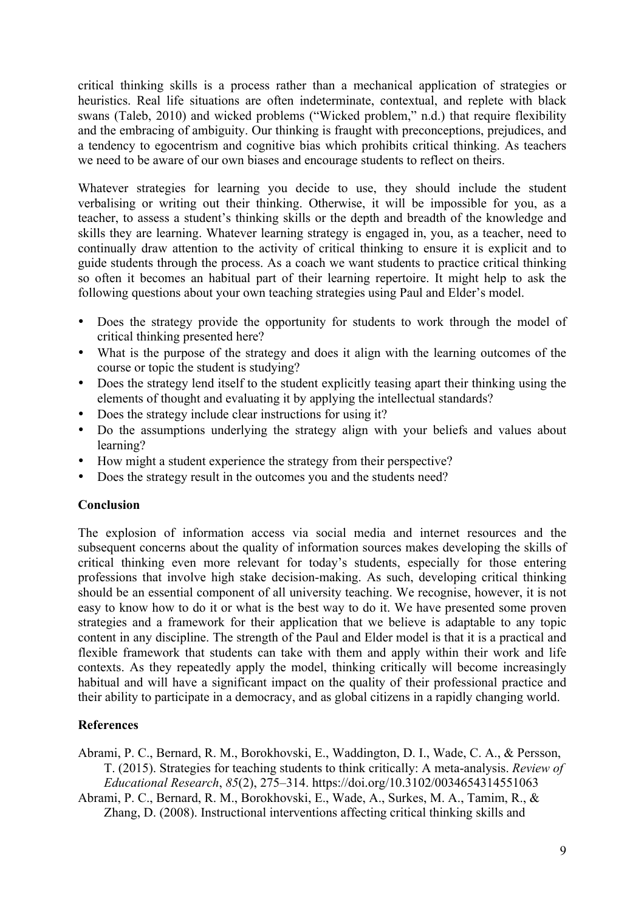critical thinking skills is a process rather than a mechanical application of strategies or heuristics. Real life situations are often indeterminate, contextual, and replete with black swans (Taleb, 2010) and wicked problems ("Wicked problem," n.d.) that require flexibility and the embracing of ambiguity. Our thinking is fraught with preconceptions, prejudices, and a tendency to egocentrism and cognitive bias which prohibits critical thinking. As teachers we need to be aware of our own biases and encourage students to reflect on theirs.

Whatever strategies for learning you decide to use, they should include the student verbalising or writing out their thinking. Otherwise, it will be impossible for you, as a teacher, to assess a student's thinking skills or the depth and breadth of the knowledge and skills they are learning. Whatever learning strategy is engaged in, you, as a teacher, need to continually draw attention to the activity of critical thinking to ensure it is explicit and to guide students through the process. As a coach we want students to practice critical thinking so often it becomes an habitual part of their learning repertoire. It might help to ask the following questions about your own teaching strategies using Paul and Elder's model.

- Does the strategy provide the opportunity for students to work through the model of critical thinking presented here?
- What is the purpose of the strategy and does it align with the learning outcomes of the course or topic the student is studying?
- Does the strategy lend itself to the student explicitly teasing apart their thinking using the elements of thought and evaluating it by applying the intellectual standards?
- Does the strategy include clear instructions for using it?
- Do the assumptions underlying the strategy align with your beliefs and values about learning?
- How might a student experience the strategy from their perspective?
- Does the strategy result in the outcomes you and the students need?

**Conclusion**

The explosion of information access via social media and internet resources and the subsequent concerns about the quality of information sources makes developing the skills of critical thinking even more relevant for today's students, especially for those entering professions that involve high stake decision-making. As such, developing critical thinking should be an essential component of all university teaching. We recognise, however, it is not easy to know how to do it or what is the best way to do it. We have presented some proven strategies and a framework for their application that we believe is adaptable to any topic content in any discipline. The strength of the Paul and Elder model is that it is a practical and flexible framework that students can take with them and apply within their work and life contexts. As they repeatedly apply the model, thinking critically will become increasingly habitual and will have a significant impact on the quality of their professional practice and their ability to participate in a democracy, and as global citizens in a rapidly changing world.

**References**

Abrami, P. C., Bernard, R. M., Borokhovski, E., Waddington, D. I., Wade, C. A., & Persson, T. (2015). Strategies for teaching students to think critically: A meta-analysis. *Review of Educational Research*, *85*(2), 275–314. https://doi.org/10.3102/0034654314551063

Abrami, P. C., Bernard, R. M., Borokhovski, E., Wade, A., Surkes, M. A., Tamim, R., & Zhang, D. (2008). Instructional interventions affecting critical thinking skills and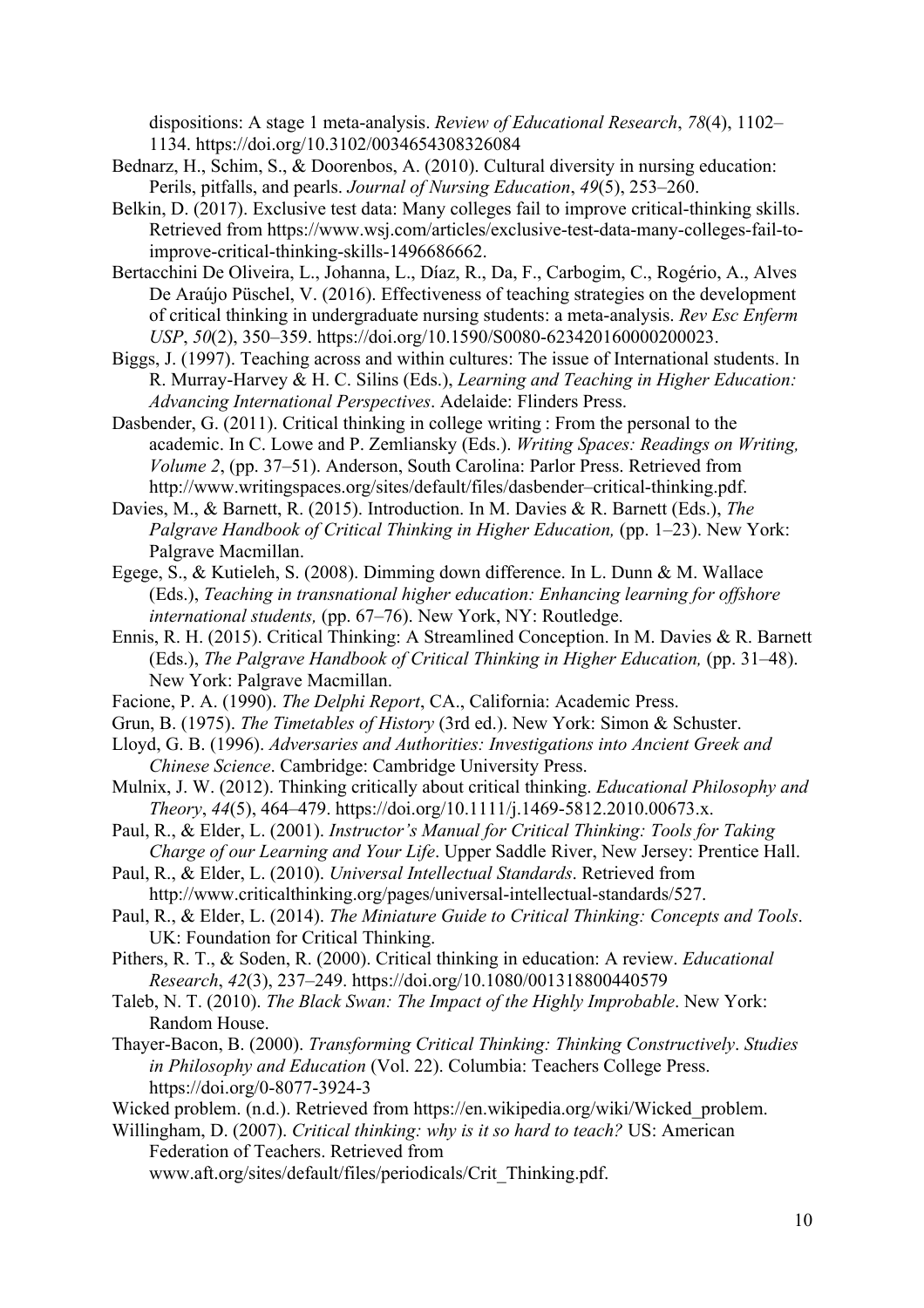dispositions: A stage 1 meta-analysis. *Review of Educational Research*, *78*(4), 1102–1134. https://doi.org/10.3102/0034654308326084

Bednarz, H., Schim, S., & Doorenbos, A. (2010). Cultural diversity in nursing education: Perils, pitfalls, and pearls. *Journal of Nursing Education*, *49*(5), 253–260.

Belkin, D. (2017). Exclusive test data: Many colleges fail to improve critical-thinking skills. Retrieved from https://www.wsj.com/articles/exclusive-test-data-many-colleges-fail-to-improve-critical-thinking-skills-1496686662.

Bertacchini De Oliveira, L., Johanna, L., Díaz, R., Da, F., Carbogim, C., Rogério, A., Alves De Araújo Püschel, V. (2016). Effectiveness of teaching strategies on the development of critical thinking in undergraduate nursing students: a meta-analysis. *Rev Esc Enferm USP*, *50*(2), 350–359. https://doi.org/10.1590/S0080-623420160000200023.

Biggs, J. (1997). Teaching across and within cultures: The issue of International students. In R. Murray-Harvey & H. C. Silins (Eds.), *Learning and Teaching in Higher Education: Advancing International Perspectives*. Adelaide: Flinders Press.

Dasbender, G. (2011). Critical thinking in college writing : From the personal to the academic. In C. Lowe and P. Zemliansky (Eds.). *Writing Spaces: Readings on Writing, Volume 2*, (pp. 37–51). Anderson, South Carolina: Parlor Press. Retrieved from http://www.writingspaces.org/sites/default/files/dasbender–critical-thinking.pdf.

Davies, M., & Barnett, R. (2015). Introduction. In M. Davies & R. Barnett (Eds.), *The Palgrave Handbook of Critical Thinking in Higher Education,* (pp. 1–23). New York: Palgrave Macmillan.

Egege, S., & Kutieleh, S. (2008). Dimming down difference. In L. Dunn & M. Wallace (Eds.), *Teaching in transnational higher education: Enhancing learning for offshore international students,* (pp. 67–76). New York, NY: Routledge.

Ennis, R. H. (2015). Critical Thinking: A Streamlined Conception. In M. Davies & R. Barnett (Eds.), *The Palgrave Handbook of Critical Thinking in Higher Education,* (pp. 31–48). New York: Palgrave Macmillan.

Facione, P. A. (1990). *The Delphi Report*, CA., California: Academic Press.

Grun, B. (1975). *The Timetables of History* (3rd ed.). New York: Simon & Schuster.

Lloyd, G. B. (1996). *Adversaries and Authorities: Investigations into Ancient Greek and Chinese Science*. Cambridge: Cambridge University Press.

Mulnix, J. W. (2012). Thinking critically about critical thinking. *Educational Philosophy and Theory*, *44*(5), 464–479. https://doi.org/10.1111/j.1469-5812.2010.00673.x.

Paul, R., & Elder, L. (2001). *Instructor's Manual for Critical Thinking: Tools for Taking Charge of our Learning and Your Life*. Upper Saddle River, New Jersey: Prentice Hall.

Paul, R., & Elder, L. (2010). *Universal Intellectual Standards*. Retrieved from http://www.criticalthinking.org/pages/universal-intellectual-standards/527.

Paul, R., & Elder, L. (2014). *The Miniature Guide to Critical Thinking: Concepts and Tools*. UK: Foundation for Critical Thinking.

Pithers, R. T., & Soden, R. (2000). Critical thinking in education: A review. *Educational Research*, *42*(3), 237–249. https://doi.org/10.1080/001318800440579

Taleb, N. T. (2010). *The Black Swan: The Impact of the Highly Improbable*. New York: Random House.

Thayer-Bacon, B. (2000). *Transforming Critical Thinking: Thinking Constructively*. *Studies in Philosophy and Education* (Vol. 22). Columbia: Teachers College Press. https://doi.org/0-8077-3924-3

Wicked problem. (n.d.). Retrieved from https://en.wikipedia.org/wiki/Wicked_problem.

Willingham, D. (2007). *Critical thinking: why is it so hard to teach?* US: American Federation of Teachers. Retrieved from www.aft.org/sites/default/files/periodicals/Crit_Thinking.pdf.